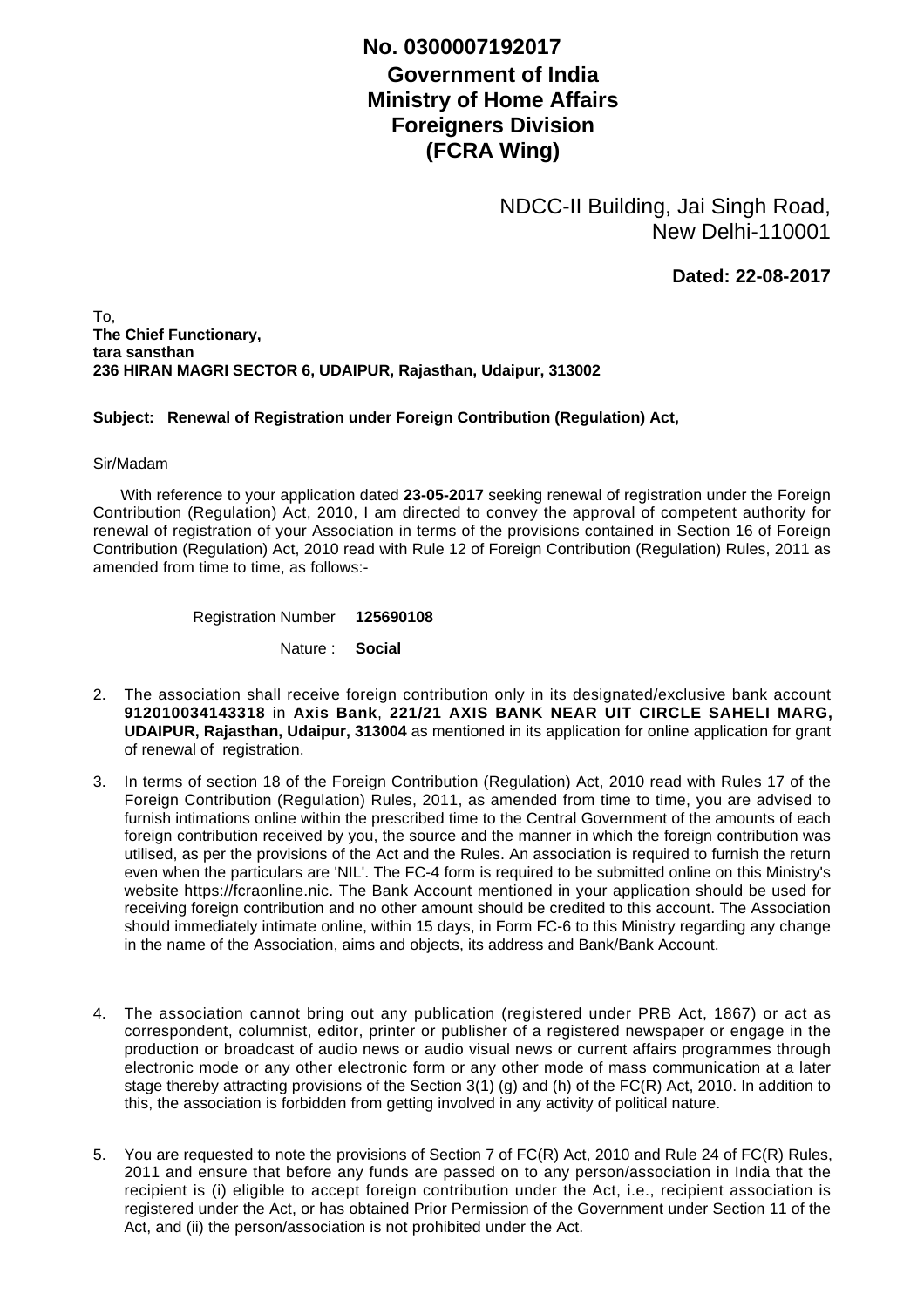**No. 0300007192017**

**Government of India**
**Ministry of Home Affairs**
**Foreigners Division**
**(FCRA Wing)**

NDCC-II Building, Jai Singh Road,
New Delhi-110001

**Dated: 22-08-2017**

To,
**The Chief Functionary,**
**tara sansthan**
**236 HIRAN MAGRI SECTOR 6, UDAIPUR, Rajasthan, Udaipur, 313002**

**Subject: Renewal of Registration under Foreign Contribution (Regulation) Act,**

Sir/Madam

With reference to your application dated **23-05-2017** seeking renewal of registration under the Foreign Contribution (Regulation) Act, 2010, I am directed to convey the approval of competent authority for renewal of registration of your Association in terms of the provisions contained in Section 16 of Foreign Contribution (Regulation) Act, 2010 read with Rule 12 of Foreign Contribution (Regulation) Rules, 2011 as amended from time to time, as follows:-

Registration Number **125690108**

Nature : **Social**

2. The association shall receive foreign contribution only in its designated/exclusive bank account **912010034143318** in **Axis Bank**, **221/21 AXIS BANK NEAR UIT CIRCLE SAHELI MARG, UDAIPUR, Rajasthan, Udaipur, 313004** as mentioned in its application for online application for grant of renewal of registration.

3. In terms of section 18 of the Foreign Contribution (Regulation) Act, 2010 read with Rules 17 of the Foreign Contribution (Regulation) Rules, 2011, as amended from time to time, you are advised to furnish intimations online within the prescribed time to the Central Government of the amounts of each foreign contribution received by you, the source and the manner in which the foreign contribution was utilised, as per the provisions of the Act and the Rules. An association is required to furnish the return even when the particulars are 'NIL'. The FC-4 form is required to be submitted online on this Ministry's website https://fcraonline.nic. The Bank Account mentioned in your application should be used for receiving foreign contribution and no other amount should be credited to this account. The Association should immediately intimate online, within 15 days, in Form FC-6 to this Ministry regarding any change in the name of the Association, aims and objects, its address and Bank/Bank Account.

4. The association cannot bring out any publication (registered under PRB Act, 1867) or act as correspondent, columnist, editor, printer or publisher of a registered newspaper or engage in the production or broadcast of audio news or audio visual news or current affairs programmes through electronic mode or any other electronic form or any other mode of mass communication at a later stage thereby attracting provisions of the Section 3(1) (g) and (h) of the FC(R) Act, 2010. In addition to this, the association is forbidden from getting involved in any activity of political nature.

5. You are requested to note the provisions of Section 7 of FC(R) Act, 2010 and Rule 24 of FC(R) Rules, 2011 and ensure that before any funds are passed on to any person/association in India that the recipient is (i) eligible to accept foreign contribution under the Act, i.e., recipient association is registered under the Act, or has obtained Prior Permission of the Government under Section 11 of the Act, and (ii) the person/association is not prohibited under the Act.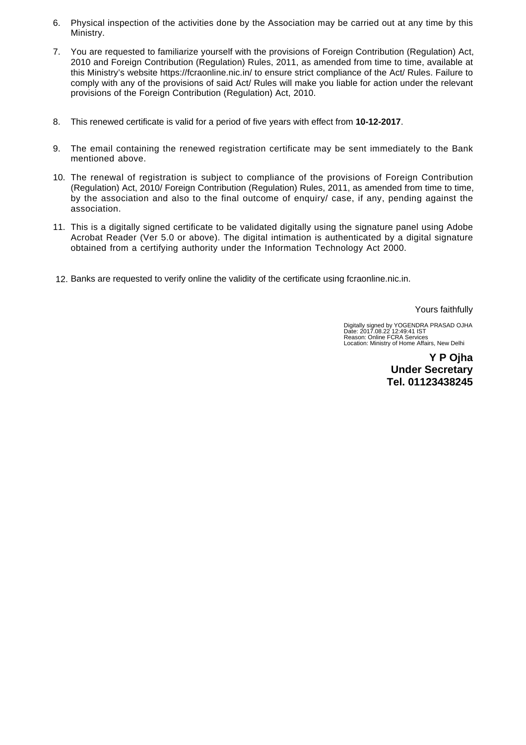6. Physical inspection of the activities done by the Association may be carried out at any time by this Ministry.

7. You are requested to familiarize yourself with the provisions of Foreign Contribution (Regulation) Act, 2010 and Foreign Contribution (Regulation) Rules, 2011, as amended from time to time, available at this Ministry's website https://fcraonline.nic.in/ to ensure strict compliance of the Act/ Rules. Failure to comply with any of the provisions of said Act/ Rules will make you liable for action under the relevant provisions of the Foreign Contribution (Regulation) Act, 2010.

8. This renewed certificate is valid for a period of five years with effect from **10-12-2017**.

9. The email containing the renewed registration certificate may be sent immediately to the Bank mentioned above.

10. The renewal of registration is subject to compliance of the provisions of Foreign Contribution (Regulation) Act, 2010/ Foreign Contribution (Regulation) Rules, 2011, as amended from time to time, by the association and also to the final outcome of enquiry/ case, if any, pending against the association.

11. This is a digitally signed certificate to be validated digitally using the signature panel using Adobe Acrobat Reader (Ver 5.0 or above). The digital intimation is authenticated by a digital signature obtained from a certifying authority under the Information Technology Act 2000.

12. Banks are requested to verify online the validity of the certificate using fcraonline.nic.in.

Yours faithfully

Digitally signed by YOGENDRA PRASAD OJHA
Date: 2017.08.22 12:49:41 IST
Reason: Online FCRA Services
Location: Ministry of Home Affairs, New Delhi

**Y P Ojha**
**Under Secretary**
**Tel. 01123438245**